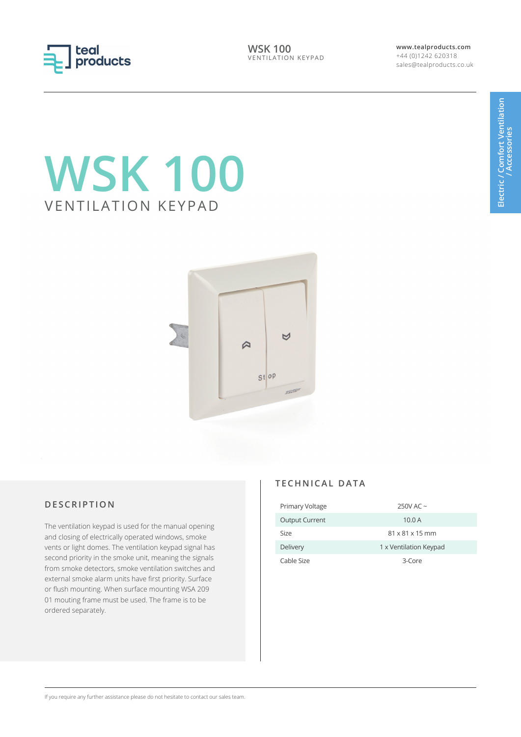# WSK 100

VENTILATION KEYPAD

www.tealproducts.com
+44 (0)1242 620318
sales@tealproducts.co.uk

Electric / Comfort Ventilation / Accessories

## DESCRIPTION

The ventilation keypad is used for the manual opening and closing of electrically operated windows, smoke vents or light domes. The ventilation keypad signal has second priority in the smoke unit, meaning the signals from smoke detectors, smoke ventilation switches and external smoke alarm units have first priority. Surface or flush mounting. When surface mounting WSA 209 01 mouting frame must be used. The frame is to be ordered separately.

## TECHNICAL DATA

| | |
|---|---|
| Primary Voltage | 250V AC ~ |
| Output Current | 10.0 A |
| Size | 81 x 81 x 15 mm |
| Delivery | 1 x Ventilation Keypad |
| Cable Size | 3-Core |

If you require any further assistance please do not hesitate to contact our sales team.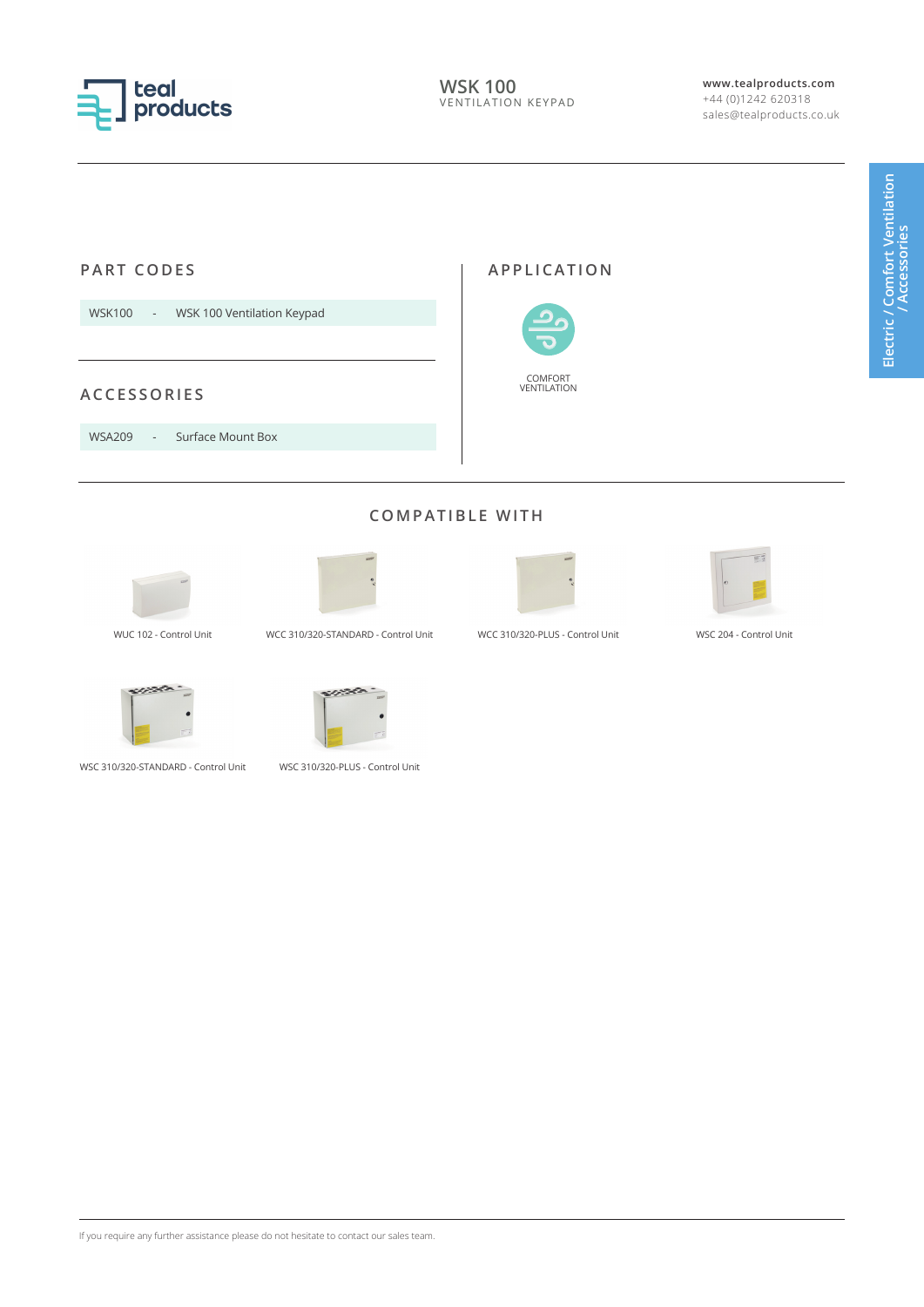# WSK 100
VENTILATION KEYPAD

www.tealproducts.com
+44 (0)1242 620318
sales@tealproducts.co.uk

Electric / Comfort Ventilation / Accessories

## PART CODES

| | | |
|---|---|---|
| WSK100 | - | WSK 100 Ventilation Keypad |

## ACCESSORIES

| | | |
|---|---|---|
| WSA209 | - | Surface Mount Box |

## APPLICATION

COMFORT VENTILATION

## COMPATIBLE WITH

WUC 102 - Control Unit

WCC 310/320-STANDARD - Control Unit

WCC 310/320-PLUS - Control Unit

WSC 204 - Control Unit

WSC 310/320-STANDARD - Control Unit

WSC 310/320-PLUS - Control Unit

If you require any further assistance please do not hesitate to contact our sales team.